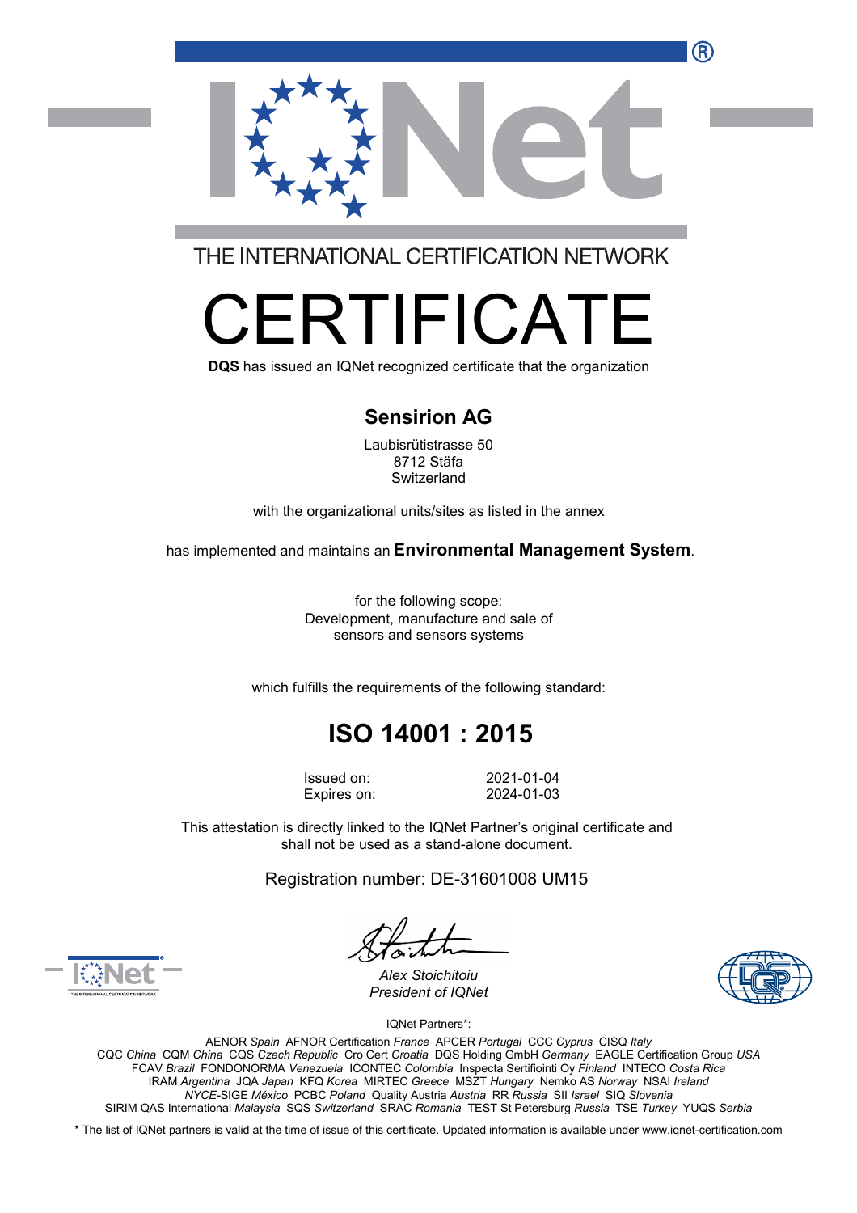THE INTERNATIONAL CERTIFICATION NETWORK

# CERTIFICATE

**DQS** has issued an IQNet recognized certificate that the organization

## Sensirion AG

Laubisrütistrasse 50
8712 Stäfa
Switzerland

with the organizational units/sites as listed in the annex

has implemented and maintains an **Environmental Management System**.

for the following scope:
Development, manufacture and sale of
sensors and sensors systems

which fulfills the requirements of the following standard:

## ISO 14001 : 2015

| | |
|---|---|
| Issued on: | 2021-01-04 |
| Expires on: | 2024-01-03 |

This attestation is directly linked to the IQNet Partner's original certificate and shall not be used as a stand-alone document.

Registration number: DE-31601008 UM15

*Alex Stoichitoiu*
*President of IQNet*

IQNet Partners*:

AENOR *Spain* AFNOR Certification *France* APCER *Portugal* CCC *Cyprus* CISQ *Italy*
CQC *China* CQM *China* CQS *Czech Republic* Cro Cert *Croatia* DQS Holding GmbH *Germany* EAGLE Certification Group *USA*
FCAV *Brazil* FONDONORMA *Venezuela* ICONTEC *Colombia* Inspecta Sertifiointi Oy *Finland* INTECO *Costa Rica*
IRAM *Argentina* JQA *Japan* KFQ *Korea* MIRTEC *Greece* MSZT *Hungary* Nemko AS *Norway* NSAI *Ireland*
*NYCE*-SIGE *México* PCBC *Poland* Quality Austria *Austria* RR *Russia* SII *Israel* SIQ *Slovenia*
SIRIM QAS International *Malaysia* SQS *Switzerland* SRAC *Romania* TEST St Petersburg *Russia* TSE *Turkey* YUQS *Serbia*

* The list of IQNet partners is valid at the time of issue of this certificate. Updated information is available under www.iqnet-certification.com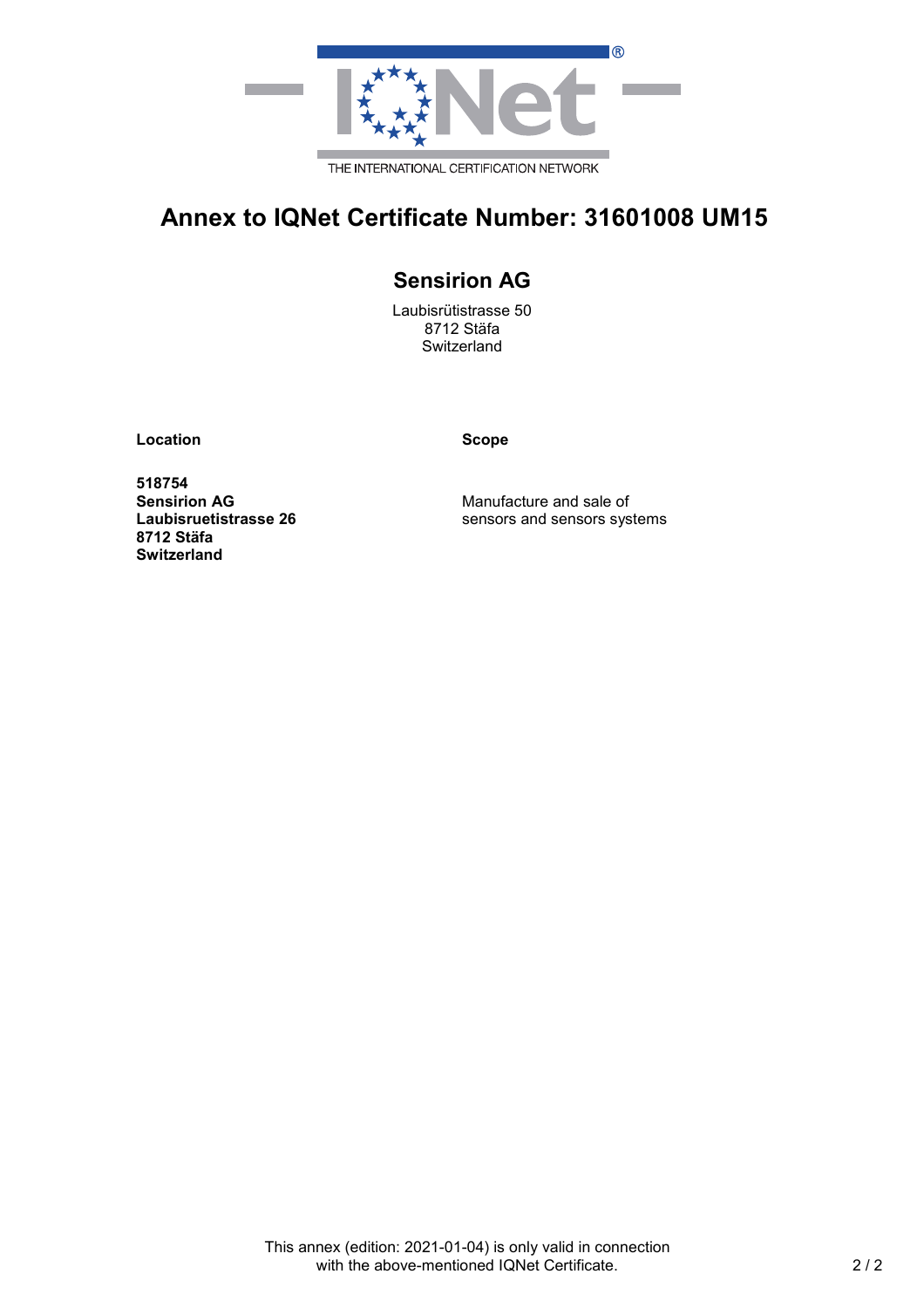THE INTERNATIONAL CERTIFICATION NETWORK

# Annex to IQNet Certificate Number: 31601008 UM15

## Sensirion AG

Laubisrütistrasse 50
8712 Stäfa
Switzerland

| Location | Scope |
| --- | --- |
| **518754**<br>**Sensirion AG**<br>**Laubisruetistrasse 26**<br>**8712 Stäfa**<br>**Switzerland** | Manufacture and sale of sensors and sensors systems |

This annex (edition: 2021-01-04) is only valid in connection with the above-mentioned IQNet Certificate.